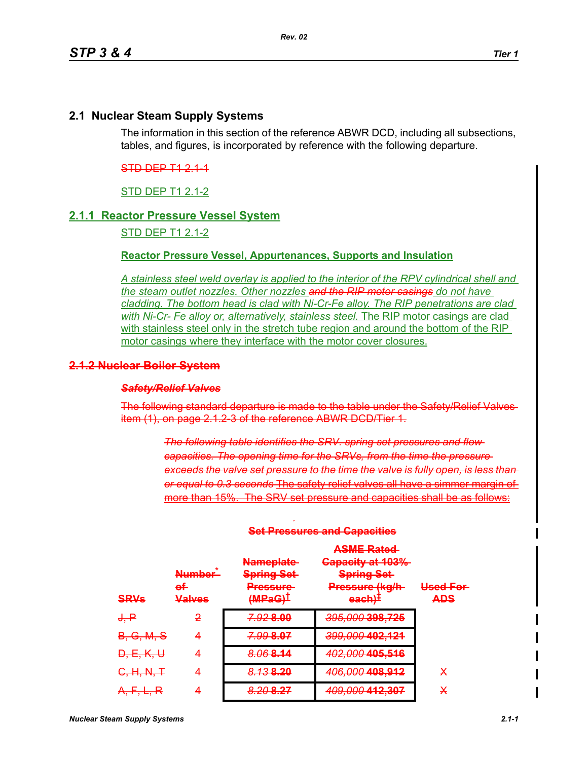## 2.1 Nuclear Steam Supply Systems

The information in this section of the reference ABWR DCD, including all subsections, tables, and figures, is incorporated by reference with the following departure.

~~STD DEP T1 2.1-1~~

STD DEP T1 2.1-2

### 2.1.1 Reactor Pressure Vessel System

STD DEP T1 2.1-2

**Reactor Pressure Vessel, Appurtenances, Supports and Insulation**

*A stainless steel weld overlay is applied to the interior of the RPV cylindrical shell and the steam outlet nozzles. Other nozzles* ~~*and the RIP motor casings*~~ *do not have cladding. The bottom head is clad with Ni-Cr-Fe alloy. The RIP penetrations are clad with Ni-Cr- Fe alloy or, alternatively, stainless steel.* The RIP motor casings are clad with stainless steel only in the stretch tube region and around the bottom of the RIP motor casings where they interface with the motor cover closures.

### ~~2.1.2 Nuclear Boiler System~~

~~***Safety/Relief Valves***~~

~~The following standard departure is made to the table under the Safety/Relief Valves item (1), on page 2.1.2-3 of the reference ABWR DCD/Tier 1.~~

> ~~*The following table identifies the SRV. spring set pressures and flow capacities. The opening time for the SRVs, from the time the pressure exceeds the valve set pressure to the time the valve is fully open, is less than or equal to 0.3 seconds*~~ ~~The safety relief valves all have a simmer margin of more than 15%. The SRV set pressure and capacities shall be as follows:~~

~~**Set Pressures and Capacities**~~

| ~~SRVs~~ | ~~Number[*] of Valves~~ | ~~Nameplate Spring Set Pressure (MPaG)[†]~~ | ~~ASME Rated Capacity at 103% Spring Set Pressure (kg/h each)[‡]~~ | ~~Used For ADS~~ |
|---|---|---|---|---|
| ~~J, P~~ | ~~2~~ | ~~*7.92*~~ ~~**8.00**~~ | ~~*395,000*~~ ~~**398,725**~~ | |
| ~~B, G, M, S~~ | ~~4~~ | ~~*7.99*~~ ~~**8.07**~~ | ~~*399,000*~~ ~~**402,121**~~ | |
| ~~D, E, K, U~~ | ~~4~~ | ~~*8.06*~~ ~~**8.14**~~ | ~~*402,000*~~ ~~**405,516**~~ | |
| ~~C, H, N, T~~ | ~~4~~ | ~~*8.13*~~ ~~**8.20**~~ | ~~*406,000*~~ ~~**408,912**~~ | ~~X~~ |
| ~~A, F, L, R~~ | ~~4~~ | ~~*8.20*~~ ~~**8.27**~~ | ~~*409,000*~~ ~~**412,307**~~ | ~~X~~ |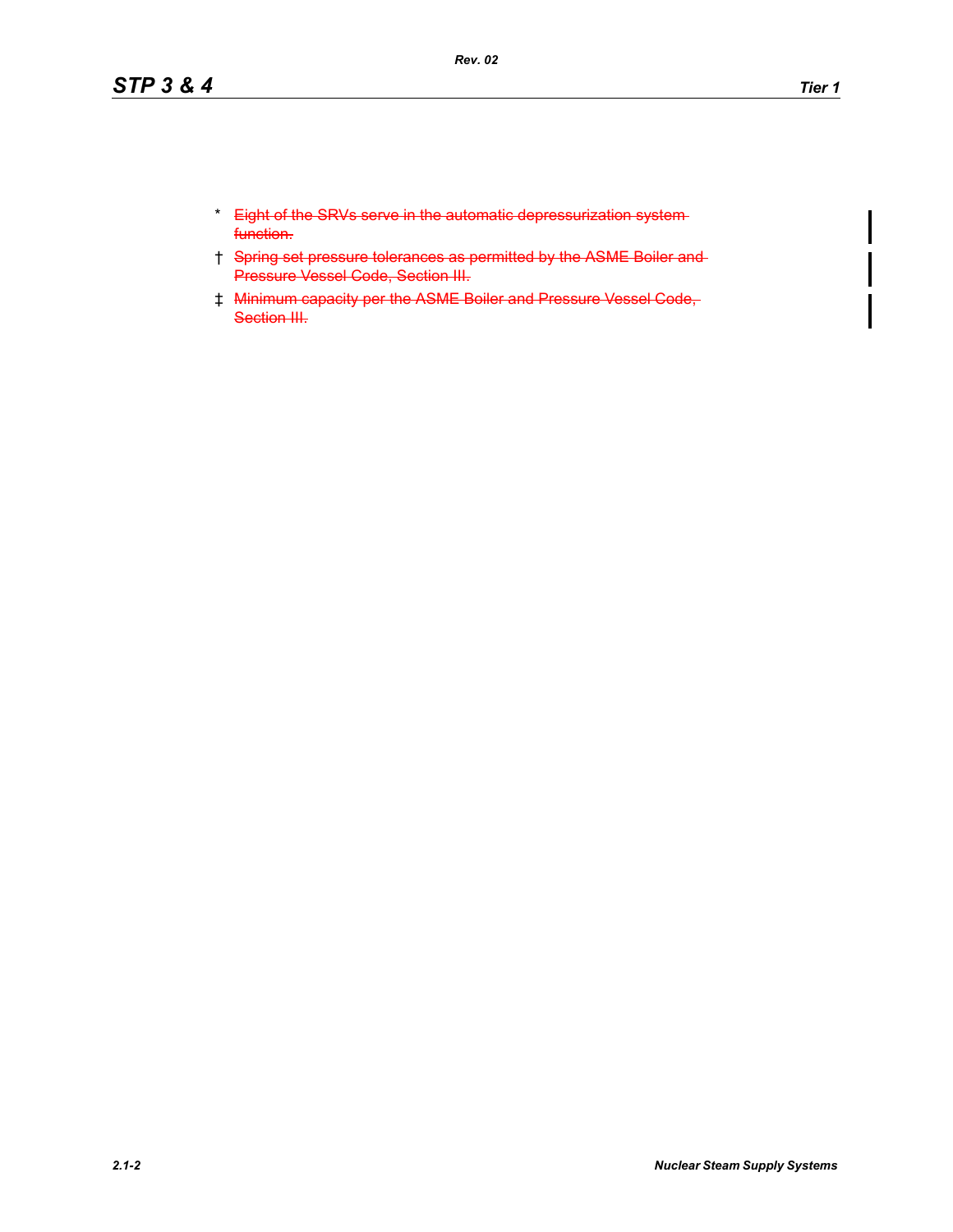* ~~Eight of the SRVs serve in the automatic depressurization system function.~~

† ~~Spring set pressure tolerances as permitted by the ASME Boiler and Pressure Vessel Code, Section III.~~

‡ ~~Minimum capacity per the ASME Boiler and Pressure Vessel Code, Section III.~~